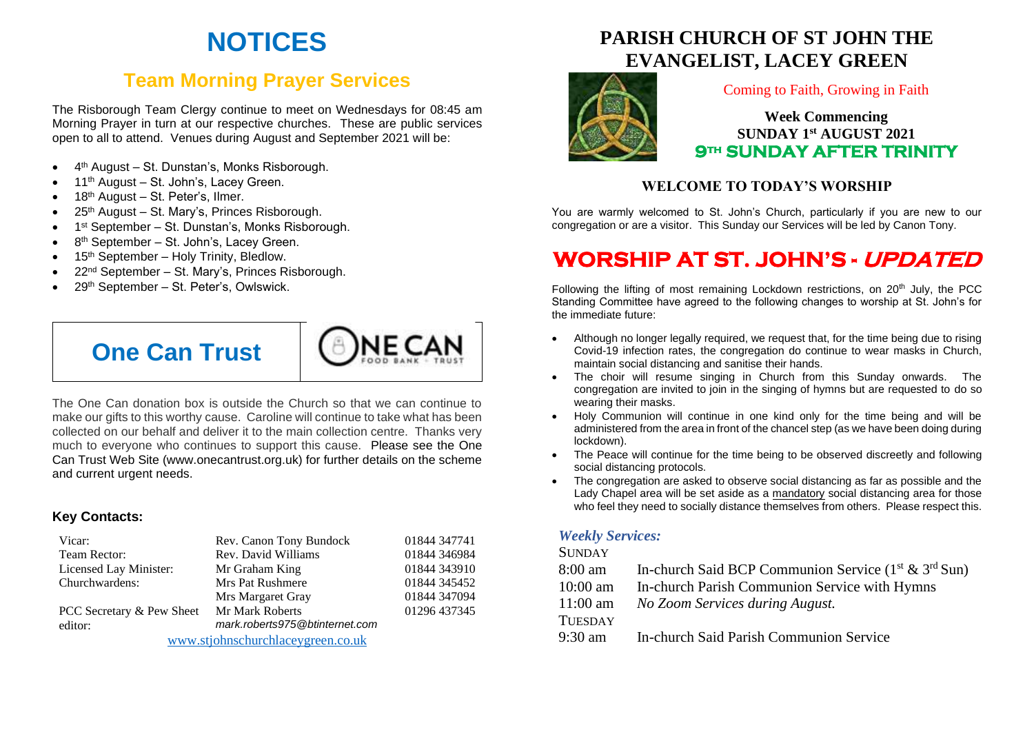# NOTICES

## Team Morning Prayer Services

The Risborough Team Clergy continue to meet on Wednesdays for 08:45 am Morning Prayer in turn at our respective churches. These are public services open to all to attend. Venues during August and September 2021 will be:

- 4th August – St. Dunstan's, Monks Risborough.
- 11th August – St. John's, Lacey Green.
- 18th August – St. Peter's, Ilmer.
- 25th August – St. Mary's, Princes Risborough.
- 1st September – St. Dunstan's, Monks Risborough.
- 8th September – St. John's, Lacey Green.
- 15th September – Holy Trinity, Bledlow.
- 22nd September – St. Mary's, Princes Risborough.
- 29th September – St. Peter's, Owlswick.

## One Can Trust

ONE CAN FOOD BANK + TRUST

The One Can donation box is outside the Church so that we can continue to make our gifts to this worthy cause. Caroline will continue to take what has been collected on our behalf and deliver it to the main collection centre. Thanks very much to everyone who continues to support this cause. Please see the One Can Trust Web Site (www.onecantrust.org.uk) for further details on the scheme and current urgent needs.

### Key Contacts:

| | | |
|---|---|---|
| Vicar: | Rev. Canon Tony Bundock | 01844 347741 |
| Team Rector: | Rev. David Williams | 01844 346984 |
| Licensed Lay Minister: | Mr Graham King | 01844 343910 |
| Churchwardens: | Mrs Pat Rushmere | 01844 345452 |
| | Mrs Margaret Gray | 01844 347094 |
| PCC Secretary & Pew Sheet editor: | Mr Mark Roberts *mark.roberts975@btinternet.com* | 01296 437345 |

www.stjohnschurchlaceygreen.co.uk

# PARISH CHURCH OF ST JOHN THE EVANGELIST, LACEY GREEN

Coming to Faith, Growing in Faith

**Week Commencing**
**SUNDAY 1st AUGUST 2021**
**9TH SUNDAY AFTER TRINITY**

### WELCOME TO TODAY'S WORSHIP

You are warmly welcomed to St. John's Church, particularly if you are new to our congregation or are a visitor. This Sunday our Services will be led by Canon Tony.

## WORSHIP AT ST. JOHN'S - *UPDATED*

Following the lifting of most remaining Lockdown restrictions, on 20th July, the PCC Standing Committee have agreed to the following changes to worship at St. John's for the immediate future:

- Although no longer legally required, we request that, for the time being due to rising Covid-19 infection rates, the congregation do continue to wear masks in Church, maintain social distancing and sanitise their hands.
- The choir will resume singing in Church from this Sunday onwards. The congregation are invited to join in the singing of hymns but are requested to do so wearing their masks.
- Holy Communion will continue in one kind only for the time being and will be administered from the area in front of the chancel step (as we have been doing during lockdown).
- The Peace will continue for the time being to be observed discreetly and following social distancing protocols.
- The congregation are asked to observe social distancing as far as possible and the Lady Chapel area will be set aside as a mandatory social distancing area for those who feel they need to socially distance themselves from others. Please respect this.

### *Weekly Services:*

SUNDAY

| | |
|---|---|
| 8:00 am | In-church Said BCP Communion Service (1st & 3rd Sun) |
| 10:00 am | In-church Parish Communion Service with Hymns |
| 11:00 am | *No Zoom Services during August.* |

TUESDAY

| | |
|---|---|
| 9:30 am | In-church Said Parish Communion Service |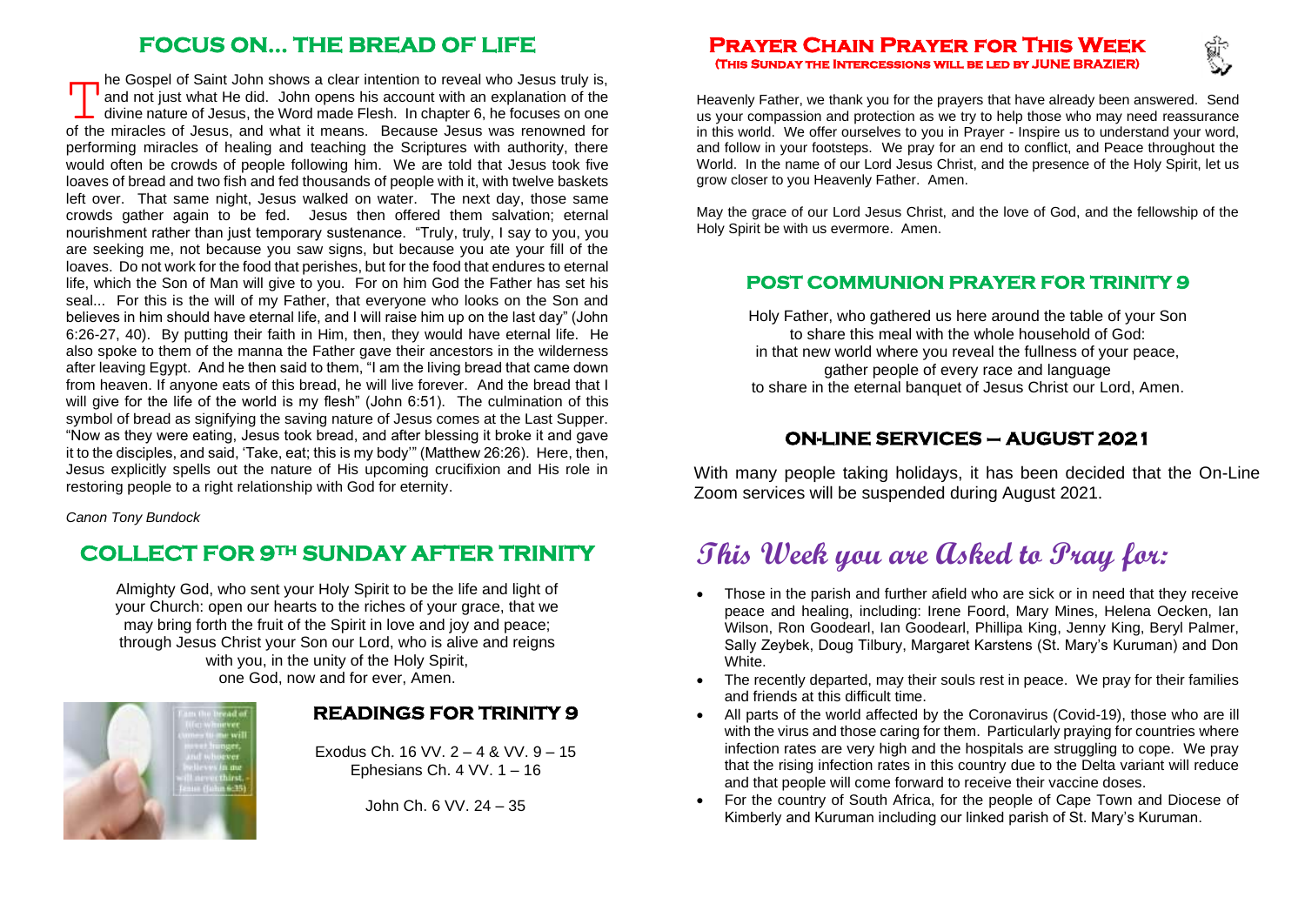## FOCUS ON... THE BREAD OF LIFE

The Gospel of Saint John shows a clear intention to reveal who Jesus truly is, and not just what He did. John opens his account with an explanation of the divine nature of Jesus, the Word made Flesh. In chapter 6, he focuses on one of the miracles of Jesus, and what it means. Because Jesus was renowned for performing miracles of healing and teaching the Scriptures with authority, there would often be crowds of people following him. We are told that Jesus took five loaves of bread and two fish and fed thousands of people with it, with twelve baskets left over. That same night, Jesus walked on water. The next day, those same crowds gather again to be fed. Jesus then offered them salvation; eternal nourishment rather than just temporary sustenance. "Truly, truly, I say to you, you are seeking me, not because you saw signs, but because you ate your fill of the loaves. Do not work for the food that perishes, but for the food that endures to eternal life, which the Son of Man will give to you. For on him God the Father has set his seal... For this is the will of my Father, that everyone who looks on the Son and believes in him should have eternal life, and I will raise him up on the last day" (John 6:26-27, 40). By putting their faith in Him, then, they would have eternal life. He also spoke to them of the manna the Father gave their ancestors in the wilderness after leaving Egypt. And he then said to them, "I am the living bread that came down from heaven. If anyone eats of this bread, he will live forever. And the bread that I will give for the life of the world is my flesh" (John 6:51). The culmination of this symbol of bread as signifying the saving nature of Jesus comes at the Last Supper. "Now as they were eating, Jesus took bread, and after blessing it broke it and gave it to the disciples, and said, 'Take, eat; this is my body'" (Matthew 26:26). Here, then, Jesus explicitly spells out the nature of His upcoming crucifixion and His role in restoring people to a right relationship with God for eternity.

*Canon Tony Bundock*

## COLLECT FOR 9TH SUNDAY AFTER TRINITY

Almighty God, who sent your Holy Spirit to be the life and light of your Church: open our hearts to the riches of your grace, that we may bring forth the fruit of the Spirit in love and joy and peace; through Jesus Christ your Son our Lord, who is alive and reigns with you, in the unity of the Holy Spirit, one God, now and for ever, Amen.

## READINGS FOR TRINITY 9

Exodus Ch. 16 VV. 2 – 4 & VV. 9 – 15
Ephesians Ch. 4 VV. 1 – 16

John Ch. 6 VV. 24 – 35

## PRAYER CHAIN PRAYER FOR THIS WEEK

**(THIS SUNDAY THE INTERCESSIONS WILL BE LED BY JUNE BRAZIER)**

Heavenly Father, we thank you for the prayers that have already been answered. Send us your compassion and protection as we try to help those who may need reassurance in this world. We offer ourselves to you in Prayer - Inspire us to understand your word, and follow in your footsteps. We pray for an end to conflict, and Peace throughout the World. In the name of our Lord Jesus Christ, and the presence of the Holy Spirit, let us grow closer to you Heavenly Father. Amen.

May the grace of our Lord Jesus Christ, and the love of God, and the fellowship of the Holy Spirit be with us evermore. Amen.

## POST COMMUNION PRAYER FOR TRINITY 9

Holy Father, who gathered us here around the table of your Son
to share this meal with the whole household of God:
in that new world where you reveal the fullness of your peace,
gather people of every race and language
to share in the eternal banquet of Jesus Christ our Lord, Amen.

## ON-LINE SERVICES – AUGUST 2021

With many people taking holidays, it has been decided that the On-Line Zoom services will be suspended during August 2021.

## This Week you are Asked to Pray for:

- Those in the parish and further afield who are sick or in need that they receive peace and healing, including: Irene Foord, Mary Mines, Helena Oecken, Ian Wilson, Ron Goodearl, Ian Goodearl, Phillipa King, Jenny King, Beryl Palmer, Sally Zeybek, Doug Tilbury, Margaret Karstens (St. Mary's Kuruman) and Don White.
- The recently departed, may their souls rest in peace. We pray for their families and friends at this difficult time.
- All parts of the world affected by the Coronavirus (Covid-19), those who are ill with the virus and those caring for them. Particularly praying for countries where infection rates are very high and the hospitals are struggling to cope. We pray that the rising infection rates in this country due to the Delta variant will reduce and that people will come forward to receive their vaccine doses.
- For the country of South Africa, for the people of Cape Town and Diocese of Kimberly and Kuruman including our linked parish of St. Mary's Kuruman.